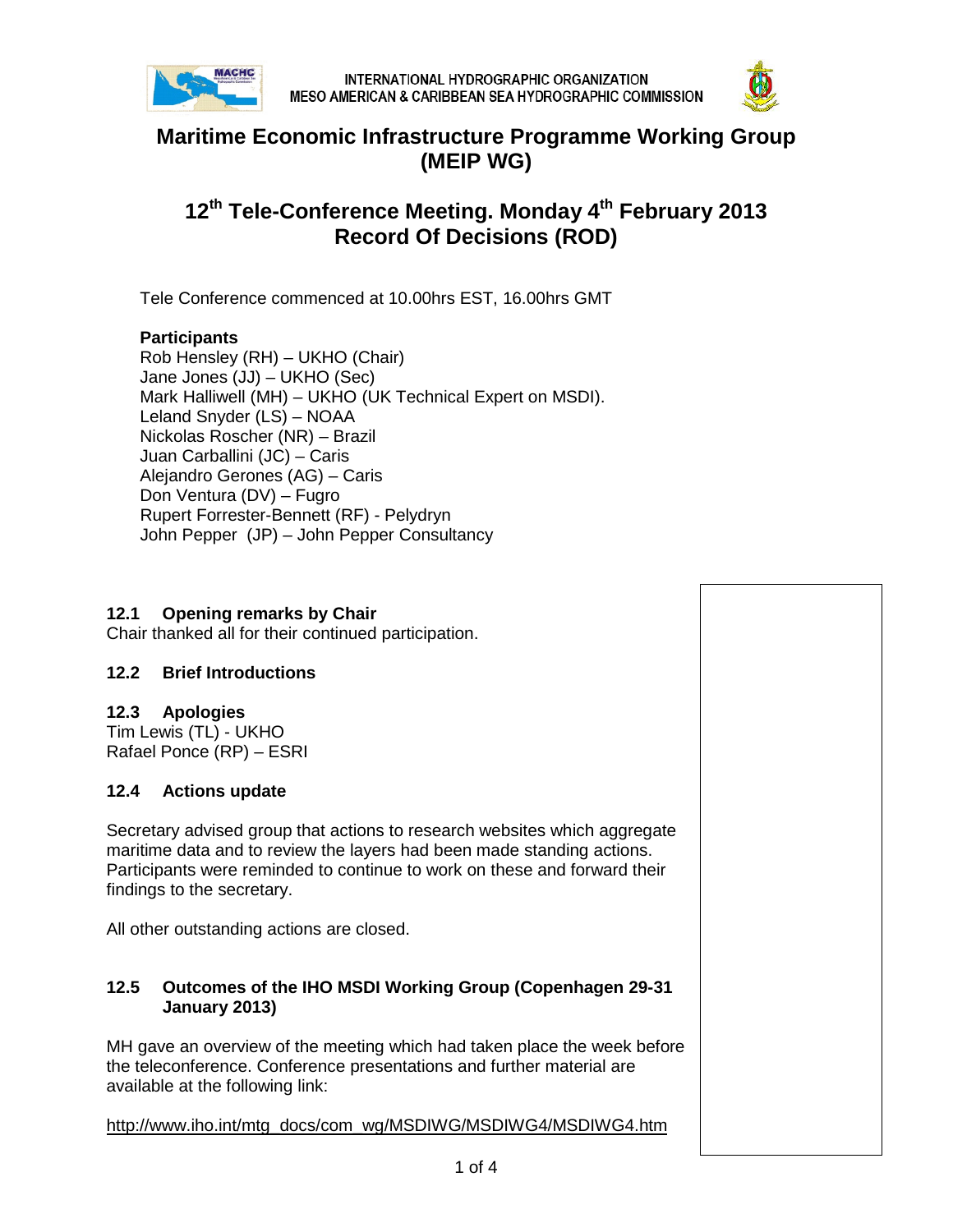INTERNATIONAL HYDROGRAPHIC ORGANIZATION
MESO AMERICAN & CARIBBEAN SEA HYDROGRAPHIC COMMISSION

# Maritime Economic Infrastructure Programme Working Group (MEIP WG)

# 12th Tele-Conference Meeting. Monday 4th February 2013 Record Of Decisions (ROD)

Tele Conference commenced at 10.00hrs EST, 16.00hrs GMT

**Participants**
Rob Hensley (RH) – UKHO (Chair)
Jane Jones (JJ) – UKHO (Sec)
Mark Halliwell (MH) – UKHO (UK Technical Expert on MSDI).
Leland Snyder (LS) – NOAA
Nickolas Roscher (NR) – Brazil
Juan Carballini (JC) – Caris
Alejandro Gerones (AG) – Caris
Don Ventura (DV) – Fugro
Rupert Forrester-Bennett (RF) - Pelydryn
John Pepper (JP) – John Pepper Consultancy

## 12.1 Opening remarks by Chair

Chair thanked all for their continued participation.

## 12.2 Brief Introductions

## 12.3 Apologies

Tim Lewis (TL) - UKHO
Rafael Ponce (RP) – ESRI

## 12.4 Actions update

Secretary advised group that actions to research websites which aggregate maritime data and to review the layers had been made standing actions. Participants were reminded to continue to work on these and forward their findings to the secretary.

All other outstanding actions are closed.

## 12.5 Outcomes of the IHO MSDI Working Group (Copenhagen 29-31 January 2013)

MH gave an overview of the meeting which had taken place the week before the teleconference. Conference presentations and further material are available at the following link:

http://www.iho.int/mtg_docs/com_wg/MSDIWG/MSDIWG4/MSDIWG4.htm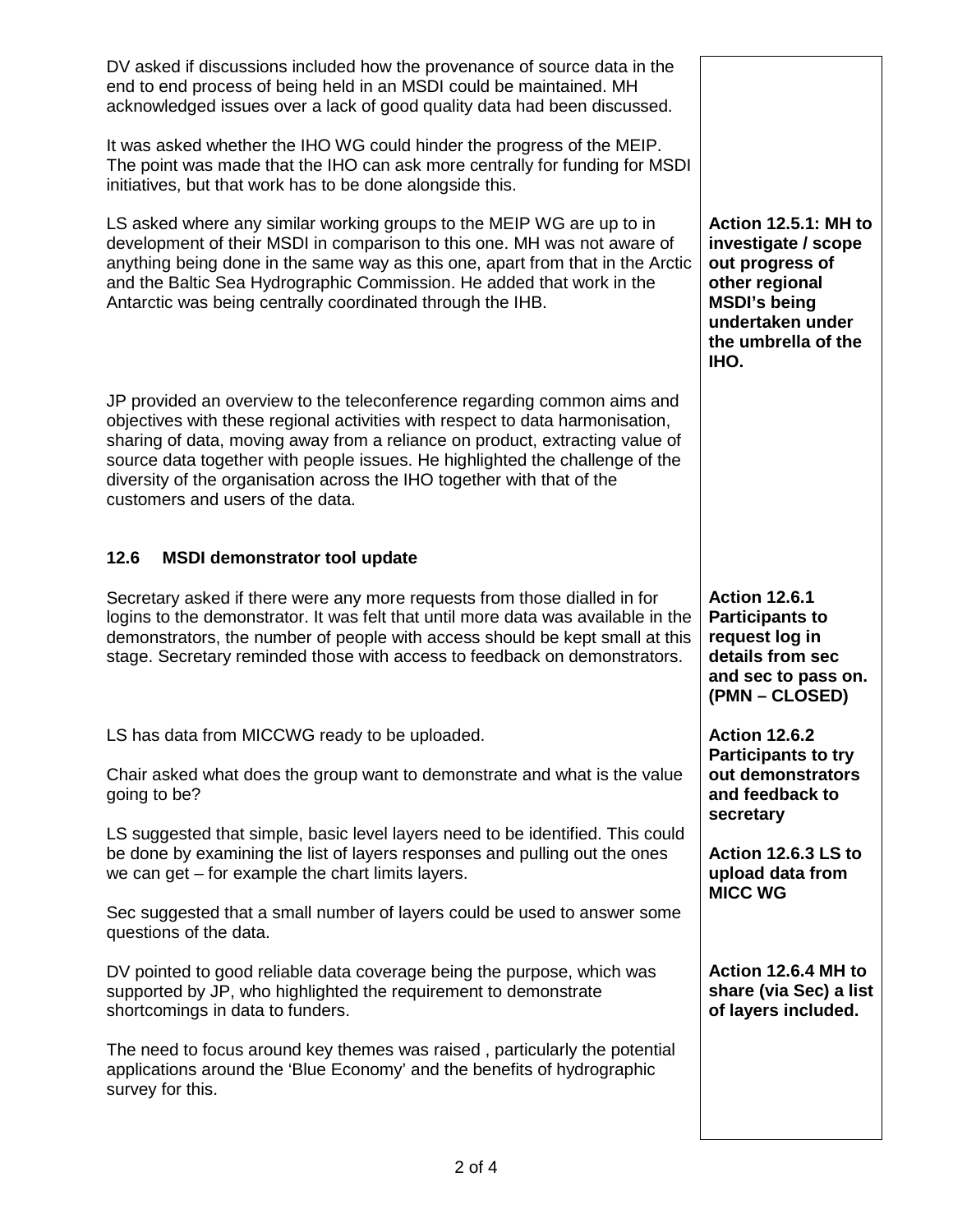DV asked if discussions included how the provenance of source data in the end to end process of being held in an MSDI could be maintained. MH acknowledged issues over a lack of good quality data had been discussed.

It was asked whether the IHO WG could hinder the progress of the MEIP. The point was made that the IHO can ask more centrally for funding for MSDI initiatives, but that work has to be done alongside this.

LS asked where any similar working groups to the MEIP WG are up to in development of their MSDI in comparison to this one. MH was not aware of anything being done in the same way as this one, apart from that in the Arctic and the Baltic Sea Hydrographic Commission. He added that work in the Antarctic was being centrally coordinated through the IHB.

**Action 12.5.1: MH to investigate / scope out progress of other regional MSDI's being undertaken under the umbrella of the IHO.**

JP provided an overview to the teleconference regarding common aims and objectives with these regional activities with respect to data harmonisation, sharing of data, moving away from a reliance on product, extracting value of source data together with people issues. He highlighted the challenge of the diversity of the organisation across the IHO together with that of the customers and users of the data.

## 12.6 MSDI demonstrator tool update

Secretary asked if there were any more requests from those dialled in for logins to the demonstrator. It was felt that until more data was available in the demonstrators, the number of people with access should be kept small at this stage. Secretary reminded those with access to feedback on demonstrators.

**Action 12.6.1 Participants to request log in details from sec and sec to pass on. (PMN – CLOSED)**

LS has data from MICCWG ready to be uploaded.

Chair asked what does the group want to demonstrate and what is the value going to be?

LS suggested that simple, basic level layers need to be identified. This could be done by examining the list of layers responses and pulling out the ones we can get – for example the chart limits layers.

Sec suggested that a small number of layers could be used to answer some questions of the data.

**Action 12.6.2 Participants to try out demonstrators and feedback to secretary**

**Action 12.6.3 LS to upload data from MICC WG**

DV pointed to good reliable data coverage being the purpose, which was supported by JP, who highlighted the requirement to demonstrate shortcomings in data to funders.

**Action 12.6.4 MH to share (via Sec) a list of layers included.**

The need to focus around key themes was raised , particularly the potential applications around the 'Blue Economy' and the benefits of hydrographic survey for this.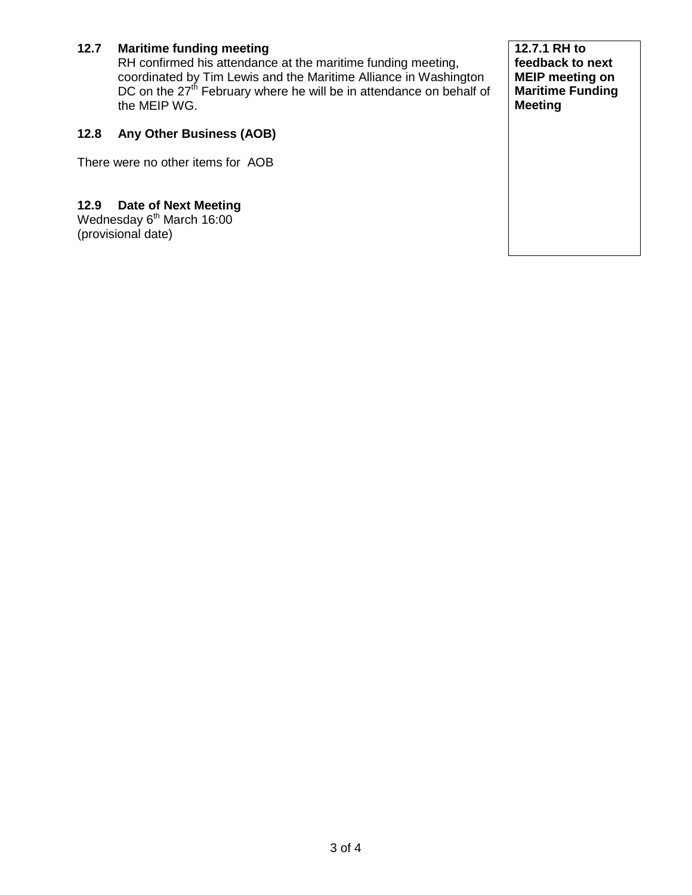### 12.7 Maritime funding meeting

RH confirmed his attendance at the maritime funding meeting, coordinated by Tim Lewis and the Maritime Alliance in Washington DC on the 27th February where he will be in attendance on behalf of the MEIP WG.

**12.7.1 RH to feedback to next MEIP meeting on Maritime Funding Meeting**

### 12.8 Any Other Business (AOB)

There were no other items for AOB

### 12.9 Date of Next Meeting

Wednesday 6th March 16:00
(provisional date)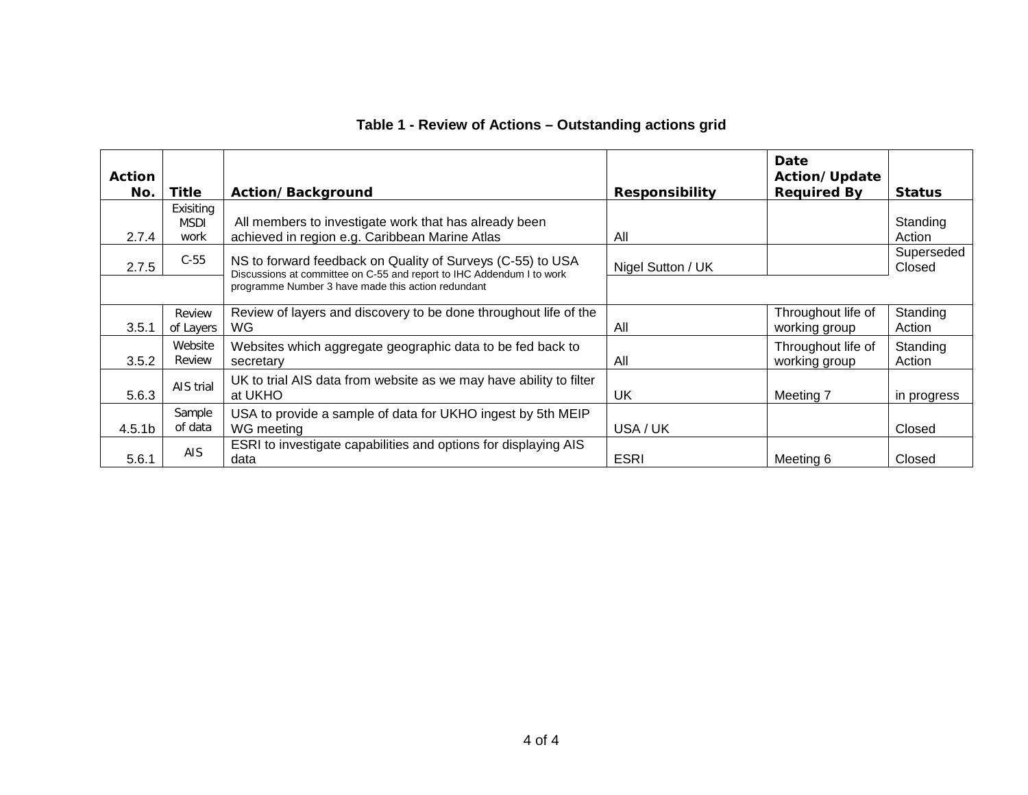**Table 1 - Review of Actions – Outstanding actions grid**

| Action No. | Title | Action/Background | Responsibility | Date Action/Update Required By | Status |
|---|---|---|---|---|---|
| 2.7.4 | Exisiting MSDI work | All members to investigate work that has already been achieved in region e.g. Caribbean Marine Atlas | All | | Standing Action |
| 2.7.5 | C-55 | NS to forward feedback on Quality of Surveys (C-55) to USA<br>Discussions at committee on C-55 and report to IHC Addendum I to work programme Number 3 have made this action redundant | Nigel Sutton / UK | | Superseded Closed |
| 3.5.1 | Review of Layers | Review of layers and discovery to be done throughout life of the WG | All | Throughout life of working group | Standing Action |
| 3.5.2 | Website Review | Websites which aggregate geographic data to be fed back to secretary | All | Throughout life of working group | Standing Action |
| 5.6.3 | AIS trial | UK to trial AIS data from website as we may have ability to filter at UKHO | UK | Meeting 7 | in progress |
| 4.5.1b | Sample of data | USA to provide a sample of data for UKHO ingest by 5th MEIP WG meeting | USA / UK | | Closed |
| 5.6.1 | AIS | ESRI to investigate capabilities and options for displaying AIS data | ESRI | Meeting 6 | Closed |